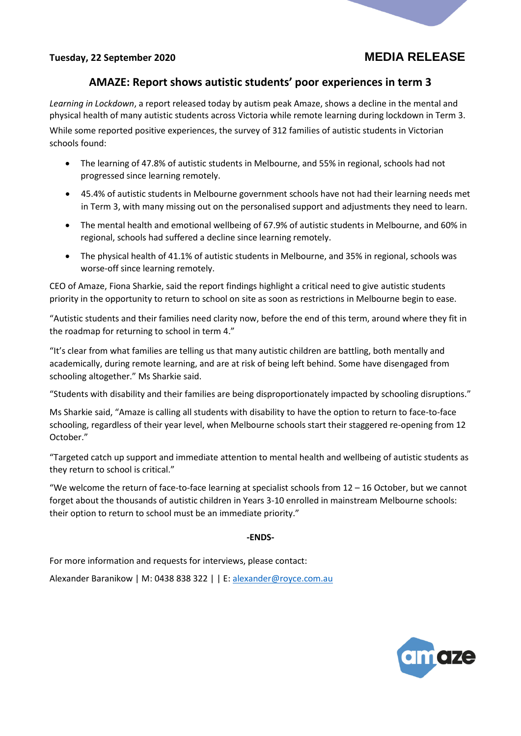**Tuesday, 22 September 2020**

**MEDIA RELEASE**

## AMAZE: Report shows autistic students' poor experiences in term 3

*Learning in Lockdown*, a report released today by autism peak Amaze, shows a decline in the mental and physical health of many autistic students across Victoria while remote learning during lockdown in Term 3.

While some reported positive experiences, the survey of 312 families of autistic students in Victorian schools found:

- The learning of 47.8% of autistic students in Melbourne, and 55% in regional, schools had not progressed since learning remotely.
- 45.4% of autistic students in Melbourne government schools have not had their learning needs met in Term 3, with many missing out on the personalised support and adjustments they need to learn.
- The mental health and emotional wellbeing of 67.9% of autistic students in Melbourne, and 60% in regional, schools had suffered a decline since learning remotely.
- The physical health of 41.1% of autistic students in Melbourne, and 35% in regional, schools was worse-off since learning remotely.

CEO of Amaze, Fiona Sharkie, said the report findings highlight a critical need to give autistic students priority in the opportunity to return to school on site as soon as restrictions in Melbourne begin to ease.

"Autistic students and their families need clarity now, before the end of this term, around where they fit in the roadmap for returning to school in term 4."

"It's clear from what families are telling us that many autistic children are battling, both mentally and academically, during remote learning, and are at risk of being left behind. Some have disengaged from schooling altogether." Ms Sharkie said.

"Students with disability and their families are being disproportionately impacted by schooling disruptions."

Ms Sharkie said, "Amaze is calling all students with disability to have the option to return to face-to-face schooling, regardless of their year level, when Melbourne schools start their staggered re-opening from 12 October."

"Targeted catch up support and immediate attention to mental health and wellbeing of autistic students as they return to school is critical."

"We welcome the return of face-to-face learning at specialist schools from 12 – 16 October, but we cannot forget about the thousands of autistic children in Years 3-10 enrolled in mainstream Melbourne schools: their option to return to school must be an immediate priority."

**-ENDS-**

For more information and requests for interviews, please contact:

Alexander Baranikow | M: 0438 838 322 | | E: alexander@royce.com.au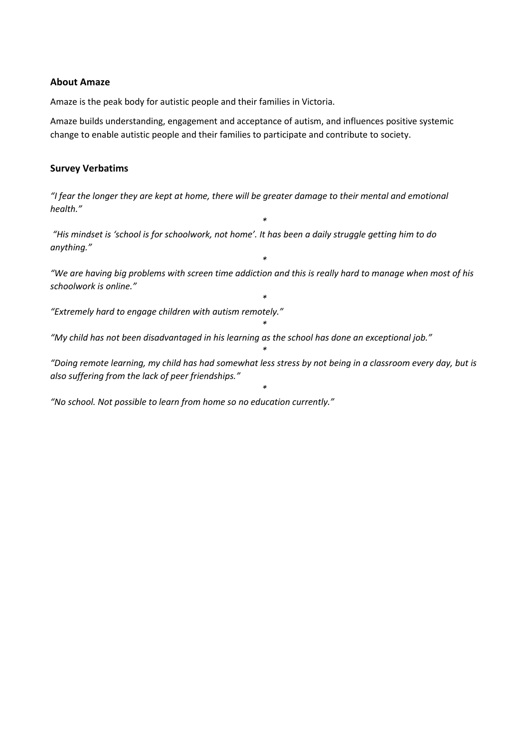## About Amaze

Amaze is the peak body for autistic people and their families in Victoria.

Amaze builds understanding, engagement and acceptance of autism, and influences positive systemic change to enable autistic people and their families to participate and contribute to society.

## Survey Verbatims

*"I fear the longer they are kept at home, there will be greater damage to their mental and emotional health."*

*

*"His mindset is 'school is for schoolwork, not home'. It has been a daily struggle getting him to do anything."*

*

*"We are having big problems with screen time addiction and this is really hard to manage when most of his schoolwork is online."*

*

*"Extremely hard to engage children with autism remotely."*

*

*"My child has not been disadvantaged in his learning as the school has done an exceptional job."*

*

*"Doing remote learning, my child has had somewhat less stress by not being in a classroom every day, but is also suffering from the lack of peer friendships."*

*

*"No school. Not possible to learn from home so no education currently."*